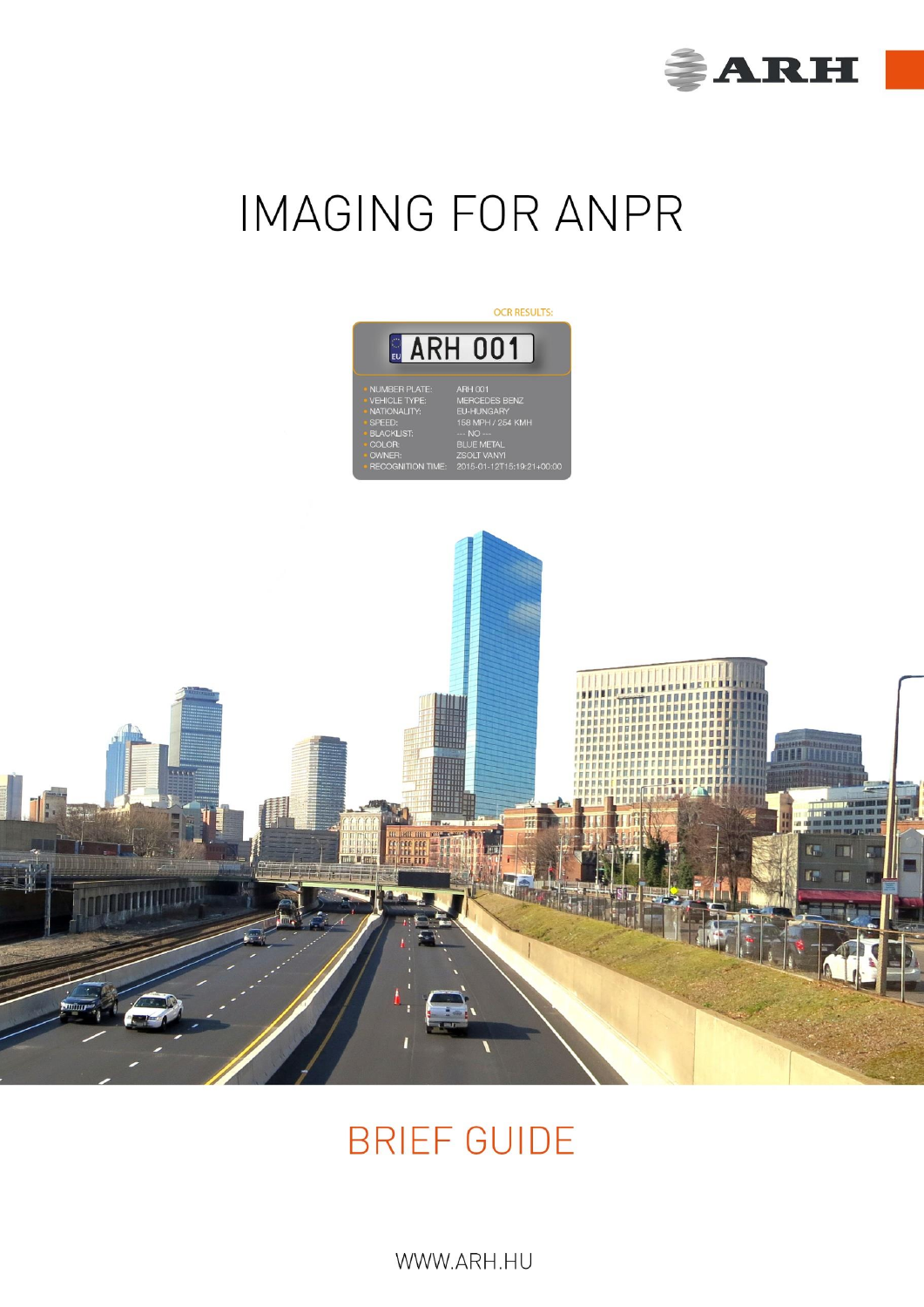# IMAGING FOR ANPR

## BRIEF GUIDE

WWW.ARH.HU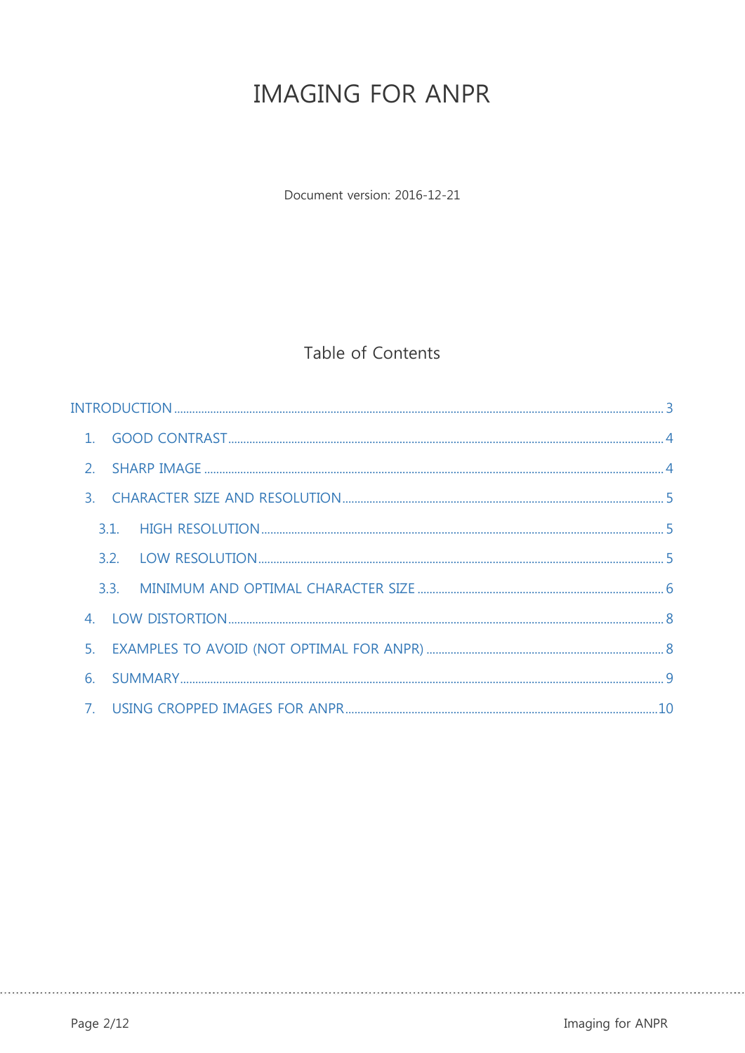# IMAGING FOR ANPR

Document version: 2016-12-21

## Table of Contents

INTRODUCTION .............................................................. 3

1. GOOD CONTRAST .............................................................. 4
2. SHARP IMAGE .............................................................. 4
3. CHARACTER SIZE AND RESOLUTION .............................................................. 5
   - 3.1. HIGH RESOLUTION .............................................................. 5
   - 3.2. LOW RESOLUTION .............................................................. 5
   - 3.3. MINIMUM AND OPTIMAL CHARACTER SIZE .............................................................. 6
4. LOW DISTORTION .............................................................. 8
5. EXAMPLES TO AVOID (NOT OPTIMAL FOR ANPR) .............................................................. 8
6. SUMMARY .............................................................. 9
7. USING CROPPED IMAGES FOR ANPR .............................................................. 10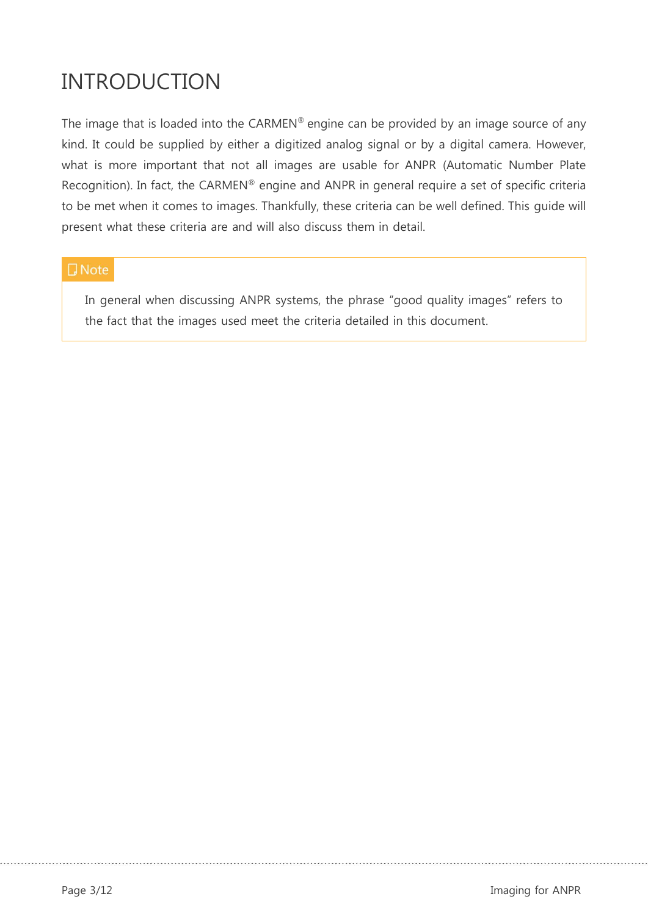# INTRODUCTION

The image that is loaded into the CARMEN® engine can be provided by an image source of any kind. It could be supplied by either a digitized analog signal or by a digital camera. However, what is more important that not all images are usable for ANPR (Automatic Number Plate Recognition). In fact, the CARMEN® engine and ANPR in general require a set of specific criteria to be met when it comes to images. Thankfully, these criteria can be well defined. This guide will present what these criteria are and will also discuss them in detail.

> **Note**
>
> In general when discussing ANPR systems, the phrase “good quality images” refers to the fact that the images used meet the criteria detailed in this document.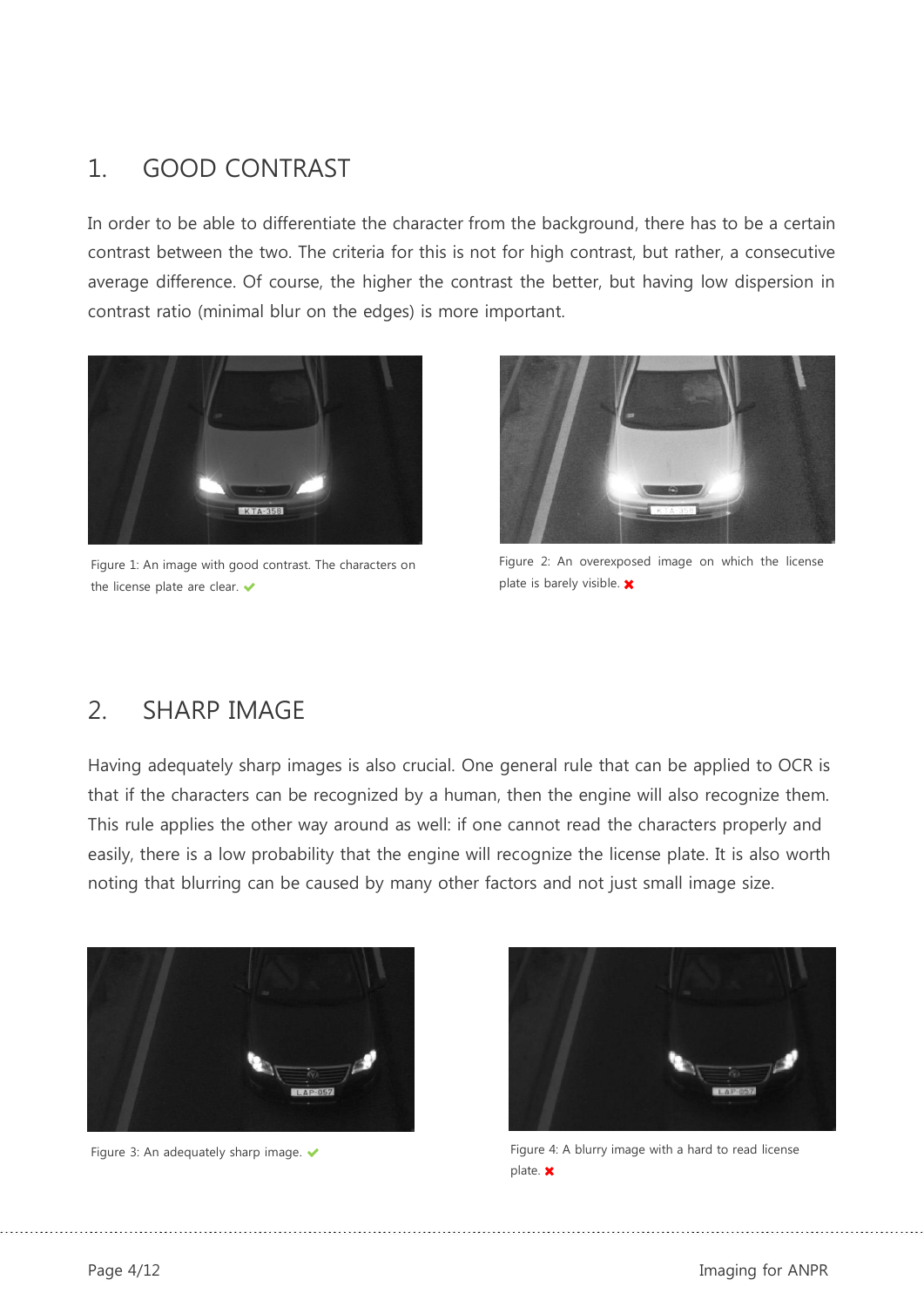## 1. GOOD CONTRAST

In order to be able to differentiate the character from the background, there has to be a certain contrast between the two. The criteria for this is not for high contrast, but rather, a consecutive average difference. Of course, the higher the contrast the better, but having low dispersion in contrast ratio (minimal blur on the edges) is more important.

Figure 1: An image with good contrast. The characters on the license plate are clear. ✔

Figure 2: An overexposed image on which the license plate is barely visible. ✖

## 2. SHARP IMAGE

Having adequately sharp images is also crucial. One general rule that can be applied to OCR is that if the characters can be recognized by a human, then the engine will also recognize them. This rule applies the other way around as well: if one cannot read the characters properly and easily, there is a low probability that the engine will recognize the license plate. It is also worth noting that blurring can be caused by many other factors and not just small image size.

Figure 3: An adequately sharp image. ✔

Figure 4: A blurry image with a hard to read license plate. ✖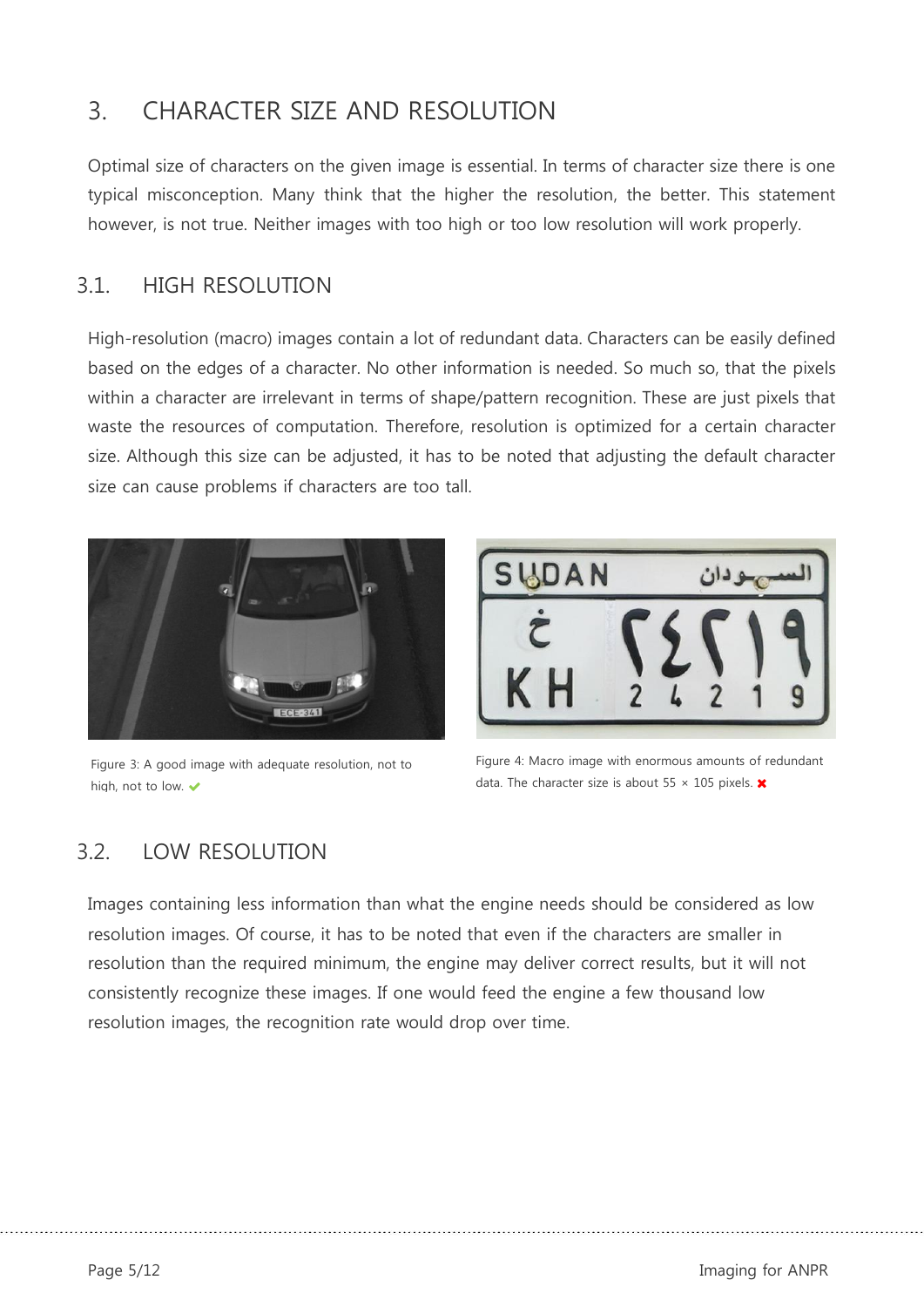## 3. CHARACTER SIZE AND RESOLUTION

Optimal size of characters on the given image is essential. In terms of character size there is one typical misconception. Many think that the higher the resolution, the better. This statement however, is not true. Neither images with too high or too low resolution will work properly.

### 3.1. HIGH RESOLUTION

High-resolution (macro) images contain a lot of redundant data. Characters can be easily defined based on the edges of a character. No other information is needed. So much so, that the pixels within a character are irrelevant in terms of shape/pattern recognition. These are just pixels that waste the resources of computation. Therefore, resolution is optimized for a certain character size. Although this size can be adjusted, it has to be noted that adjusting the default character size can cause problems if characters are too tall.

Figure 3: A good image with adequate resolution, not to high, not to low. ✔

Figure 4: Macro image with enormous amounts of redundant data. The character size is about 55 × 105 pixels. ✖

### 3.2. LOW RESOLUTION

Images containing less information than what the engine needs should be considered as low resolution images. Of course, it has to be noted that even if the characters are smaller in resolution than the required minimum, the engine may deliver correct results, but it will not consistently recognize these images. If one would feed the engine a few thousand low resolution images, the recognition rate would drop over time.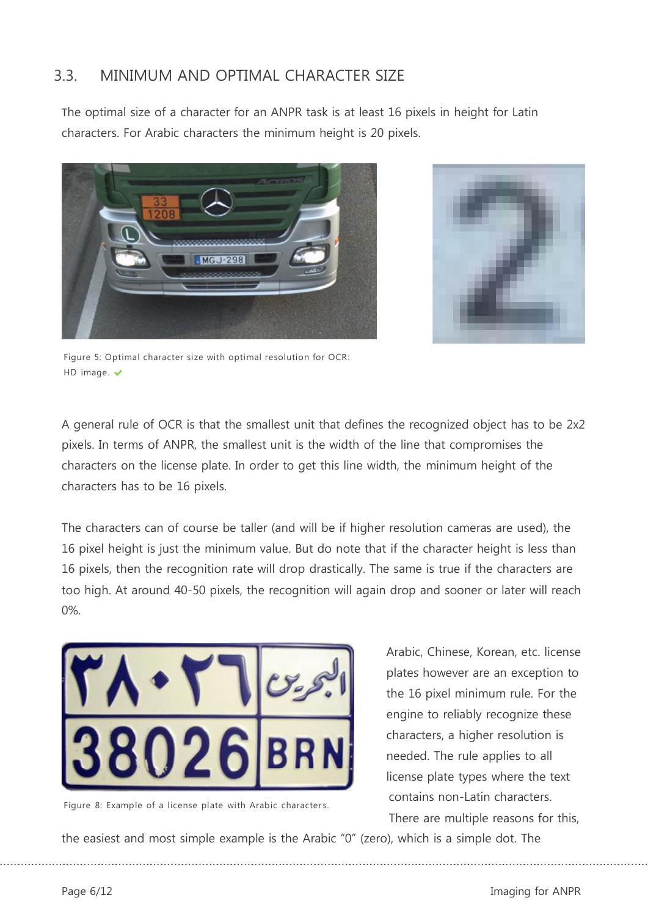## 3.3. MINIMUM AND OPTIMAL CHARACTER SIZE

The optimal size of a character for an ANPR task is at least 16 pixels in height for Latin characters. For Arabic characters the minimum height is 20 pixels.

Figure 5: Optimal character size with optimal resolution for OCR: HD image. ✔

A general rule of OCR is that the smallest unit that defines the recognized object has to be 2x2 pixels. In terms of ANPR, the smallest unit is the width of the line that compromises the characters on the license plate. In order to get this line width, the minimum height of the characters has to be 16 pixels.

The characters can of course be taller (and will be if higher resolution cameras are used), the 16 pixel height is just the minimum value. But do note that if the character height is less than 16 pixels, then the recognition rate will drop drastically. The same is true if the characters are too high. At around 40-50 pixels, the recognition will again drop and sooner or later will reach 0%.

Figure 8: Example of a license plate with Arabic characters.

Arabic, Chinese, Korean, etc. license plates however are an exception to the 16 pixel minimum rule. For the engine to reliably recognize these characters, a higher resolution is needed. The rule applies to all license plate types where the text contains non-Latin characters. There are multiple reasons for this, the easiest and most simple example is the Arabic "0" (zero), which is a simple dot. The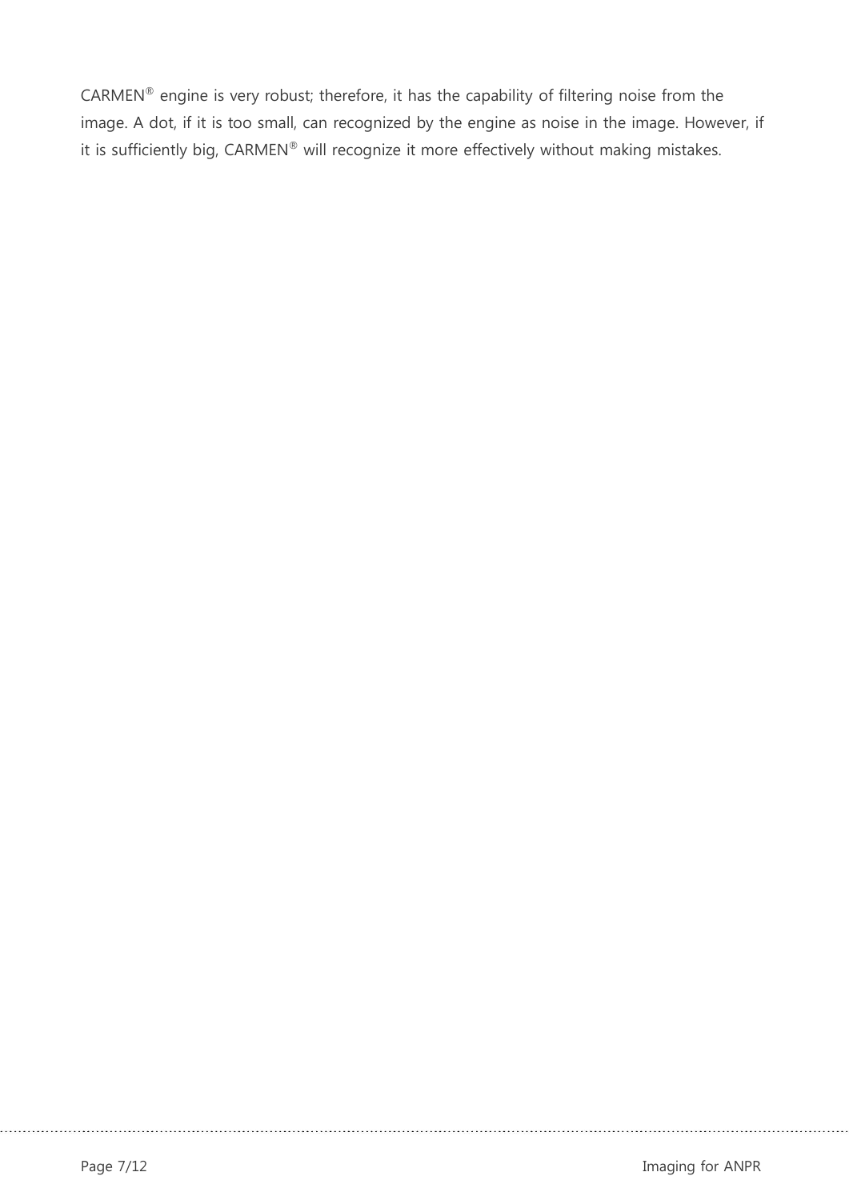CARMEN® engine is very robust; therefore, it has the capability of filtering noise from the image. A dot, if it is too small, can recognized by the engine as noise in the image. However, if it is sufficiently big, CARMEN® will recognize it more effectively without making mistakes.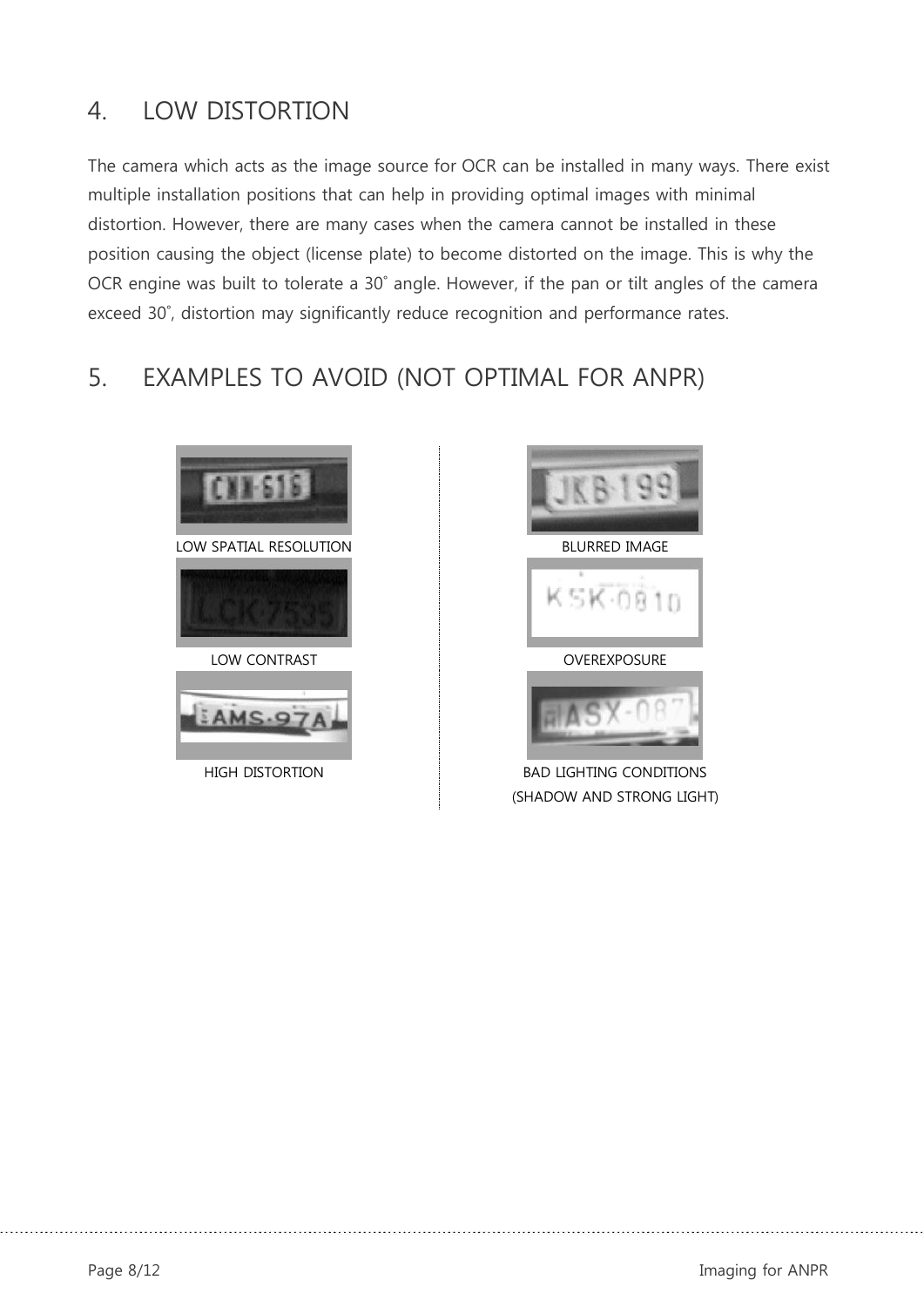## 4. LOW DISTORTION

The camera which acts as the image source for OCR can be installed in many ways. There exist multiple installation positions that can help in providing optimal images with minimal distortion. However, there are many cases when the camera cannot be installed in these position causing the object (license plate) to become distorted on the image. This is why the OCR engine was built to tolerate a 30˚ angle. However, if the pan or tilt angles of the camera exceed 30˚, distortion may significantly reduce recognition and performance rates.

## 5. EXAMPLES TO AVOID (NOT OPTIMAL FOR ANPR)

LOW SPATIAL RESOLUTION

LOW CONTRAST

HIGH DISTORTION

BLURRED IMAGE

OVEREXPOSURE

BAD LIGHTING CONDITIONS (SHADOW AND STRONG LIGHT)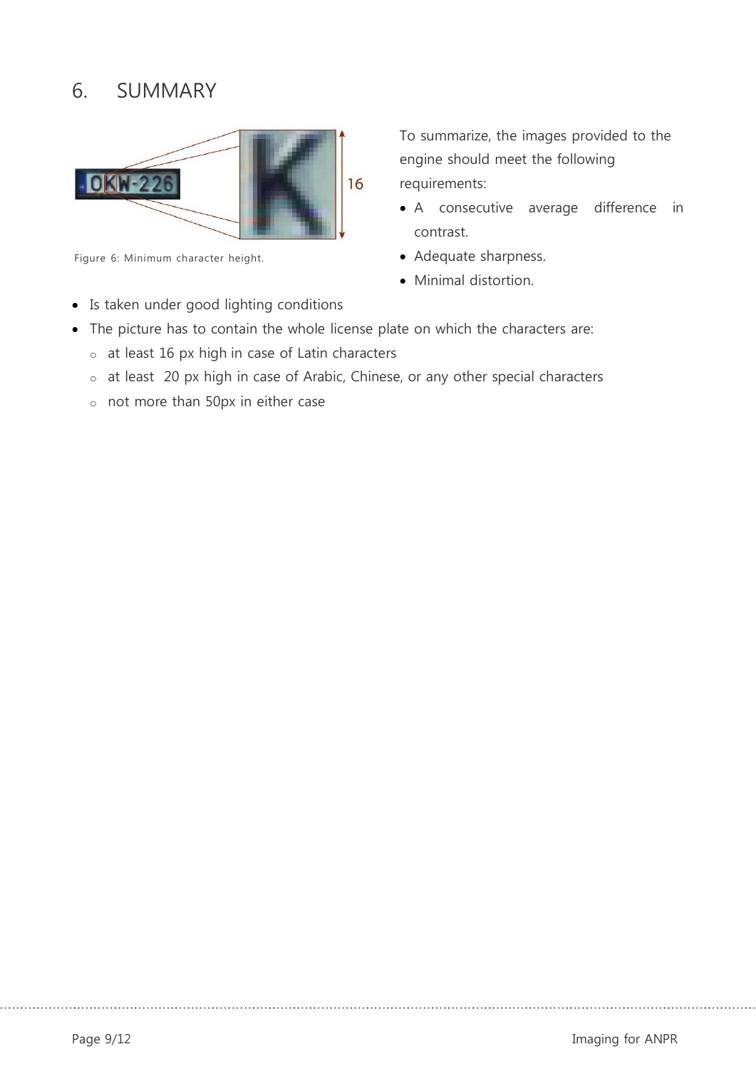# 6. SUMMARY

Figure 6: Minimum character height.

To summarize, the images provided to the engine should meet the following requirements:

- A consecutive average difference in contrast.
- Adequate sharpness.
- Minimal distortion.
- Is taken under good lighting conditions
- The picture has to contain the whole license plate on which the characters are:
  - at least 16 px high in case of Latin characters
  - at least 20 px high in case of Arabic, Chinese, or any other special characters
  - not more than 50px in either case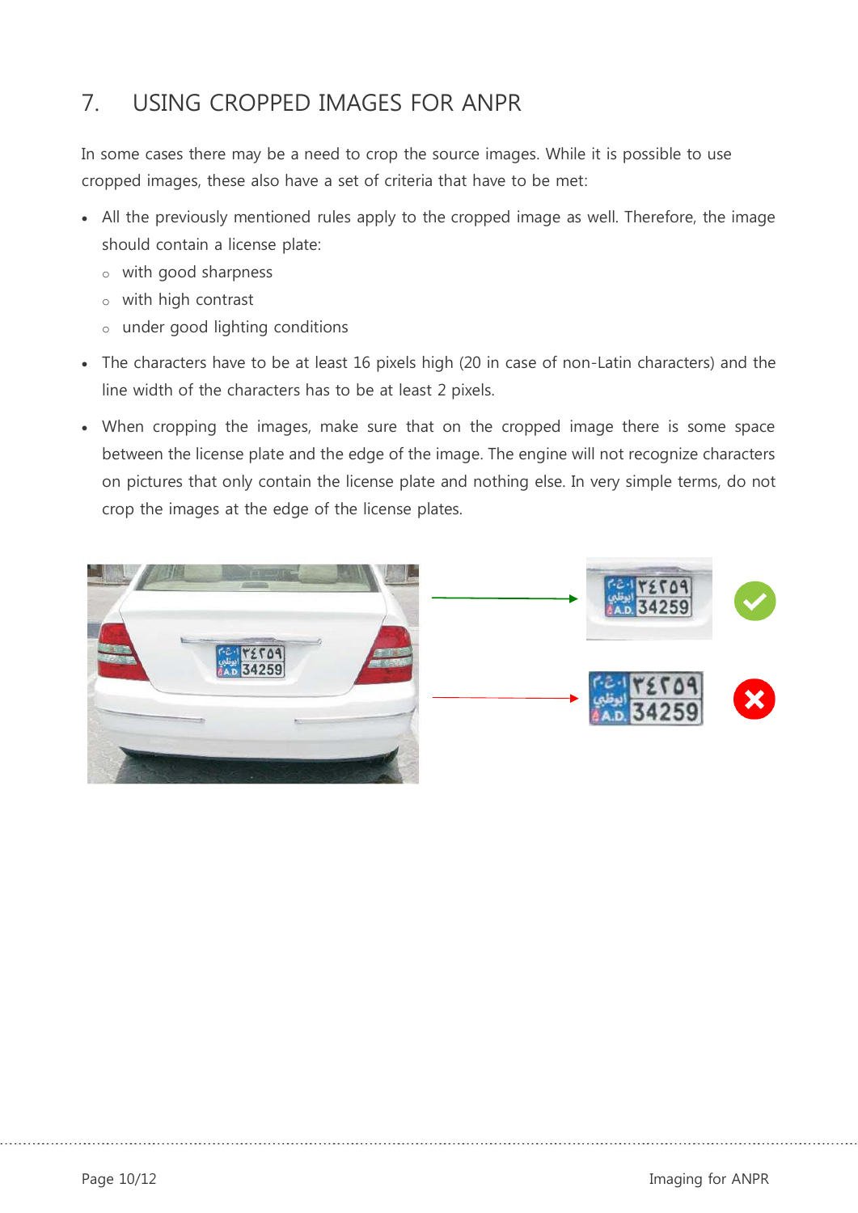# 7. USING CROPPED IMAGES FOR ANPR

In some cases there may be a need to crop the source images. While it is possible to use cropped images, these also have a set of criteria that have to be met:

- All the previously mentioned rules apply to the cropped image as well. Therefore, the image should contain a license plate:
  - with good sharpness
  - with high contrast
  - under good lighting conditions
- The characters have to be at least 16 pixels high (20 in case of non-Latin characters) and the line width of the characters has to be at least 2 pixels.
- When cropping the images, make sure that on the cropped image there is some space between the license plate and the edge of the image. The engine will not recognize characters on pictures that only contain the license plate and nothing else. In very simple terms, do not crop the images at the edge of the license plates.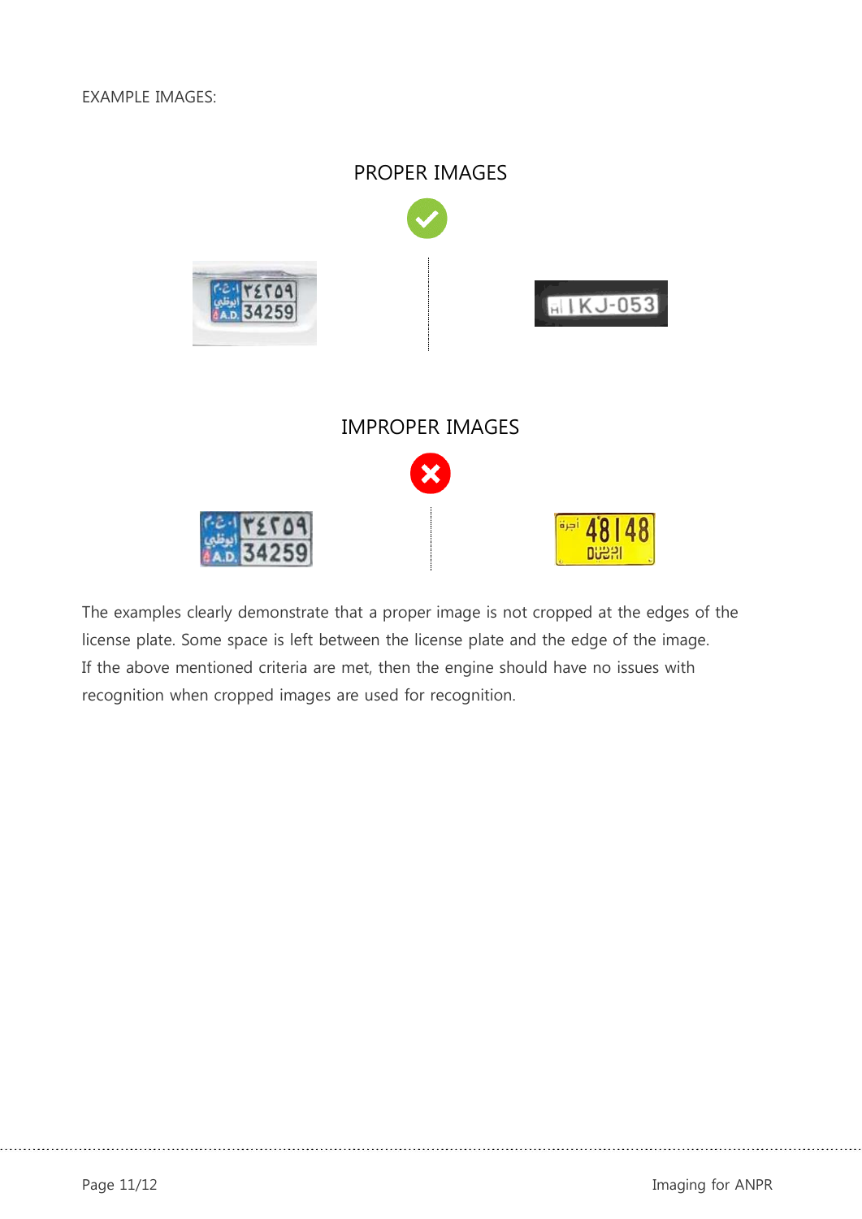EXAMPLE IMAGES:

## PROPER IMAGES

## IMPROPER IMAGES

The examples clearly demonstrate that a proper image is not cropped at the edges of the license plate. Some space is left between the license plate and the edge of the image. If the above mentioned criteria are met, then the engine should have no issues with recognition when cropped images are used for recognition.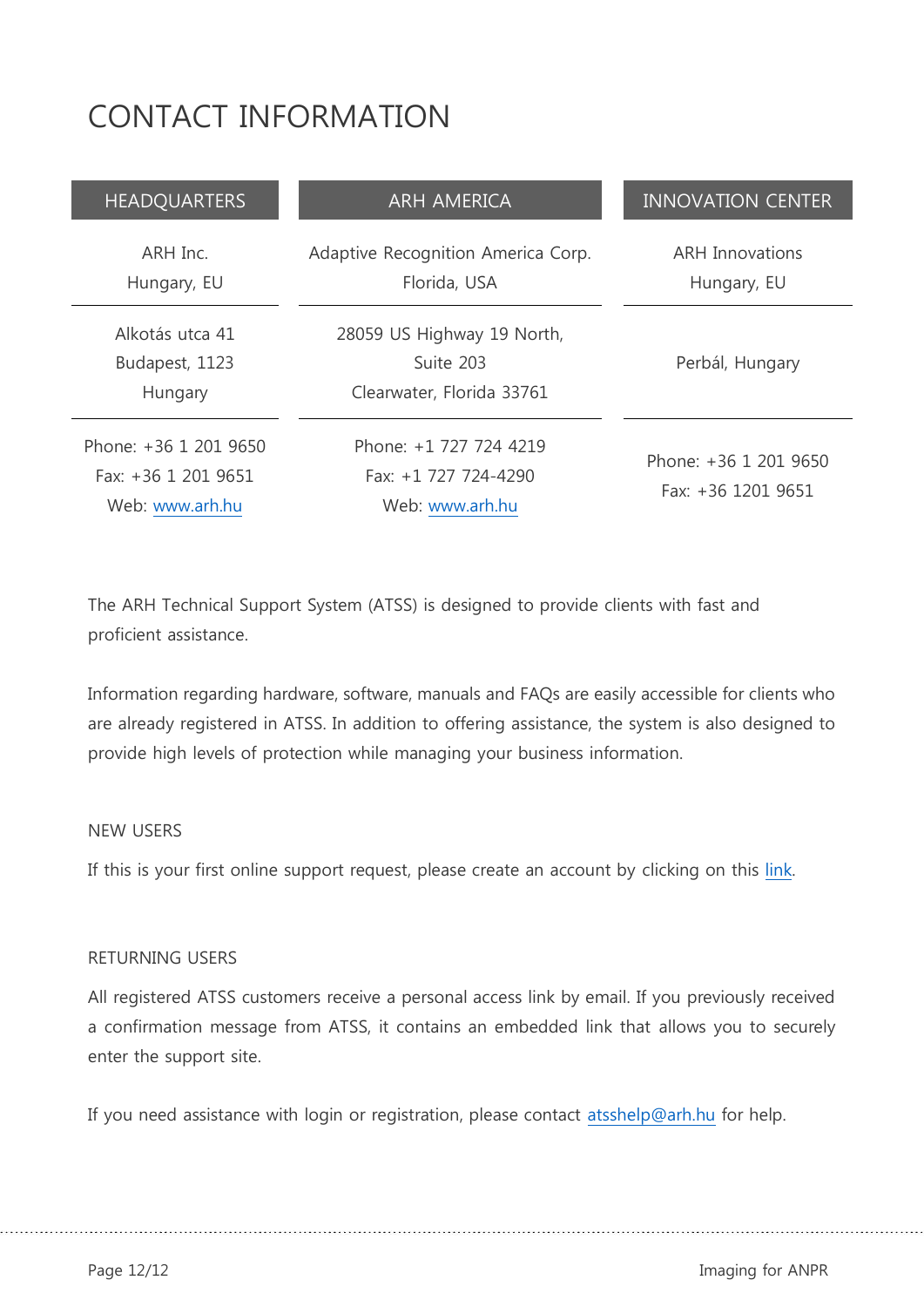# CONTACT INFORMATION

| HEADQUARTERS | ARH AMERICA | INNOVATION CENTER |
|---|---|---|
| ARH Inc.<br>Hungary, EU | Adaptive Recognition America Corp.<br>Florida, USA | ARH Innovations<br>Hungary, EU |
| Alkotás utca 41<br>Budapest, 1123<br>Hungary | 28059 US Highway 19 North,<br>Suite 203<br>Clearwater, Florida 33761 | Perbál, Hungary |
| Phone: +36 1 201 9650<br>Fax: +36 1 201 9651<br>Web: www.arh.hu | Phone: +1 727 724 4219<br>Fax: +1 727 724-4290<br>Web: www.arh.hu | Phone: +36 1 201 9650<br>Fax: +36 1201 9651 |

The ARH Technical Support System (ATSS) is designed to provide clients with fast and proficient assistance.

Information regarding hardware, software, manuals and FAQs are easily accessible for clients who are already registered in ATSS. In addition to offering assistance, the system is also designed to provide high levels of protection while managing your business information.

## NEW USERS

If this is your first online support request, please create an account by clicking on this link.

## RETURNING USERS

All registered ATSS customers receive a personal access link by email. If you previously received a confirmation message from ATSS, it contains an embedded link that allows you to securely enter the support site.

If you need assistance with login or registration, please contact atsshelp@arh.hu for help.